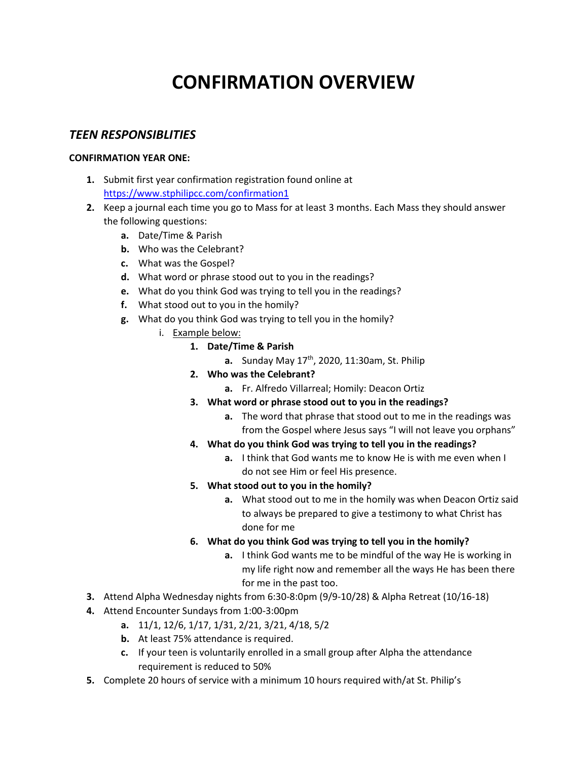# CONFIRMATION OVERVIEW

## *TEEN RESPONSIBLITIES*

**CONFIRMATION YEAR ONE:**

1. Submit first year confirmation registration found online at [https://www.stphilipcc.com/confirmation1](https://www.stphilipcc.com/confirmation1)
2. Keep a journal each time you go to Mass for at least 3 months. Each Mass they should answer the following questions:
   a. Date/Time & Parish
   b. Who was the Celebrant?
   c. What was the Gospel?
   d. What word or phrase stood out to you in the readings?
   e. What do you think God was trying to tell you in the readings?
   f. What stood out to you in the homily?
   g. What do you think God was trying to tell you in the homily?
      i. Example below:
         1. **Date/Time & Parish**
            a. Sunday May 17th, 2020, 11:30am, St. Philip
         2. **Who was the Celebrant?**
            a. Fr. Alfredo Villarreal; Homily: Deacon Ortiz
         3. **What word or phrase stood out to you in the readings?**
            a. The word that phrase that stood out to me in the readings was from the Gospel where Jesus says "I will not leave you orphans"
         4. **What do you think God was trying to tell you in the readings?**
            a. I think that God wants me to know He is with me even when I do not see Him or feel His presence.
         5. **What stood out to you in the homily?**
            a. What stood out to me in the homily was when Deacon Ortiz said to always be prepared to give a testimony to what Christ has done for me
         6. **What do you think God was trying to tell you in the homily?**
            a. I think God wants me to be mindful of the way He is working in my life right now and remember all the ways He has been there for me in the past too.
3. Attend Alpha Wednesday nights from 6:30-8:0pm (9/9-10/28) & Alpha Retreat (10/16-18)
4. Attend Encounter Sundays from 1:00-3:00pm
   a. 11/1, 12/6, 1/17, 1/31, 2/21, 3/21, 4/18, 5/2
   b. At least 75% attendance is required.
   c. If your teen is voluntarily enrolled in a small group after Alpha the attendance requirement is reduced to 50%
5. Complete 20 hours of service with a minimum 10 hours required with/at St. Philip's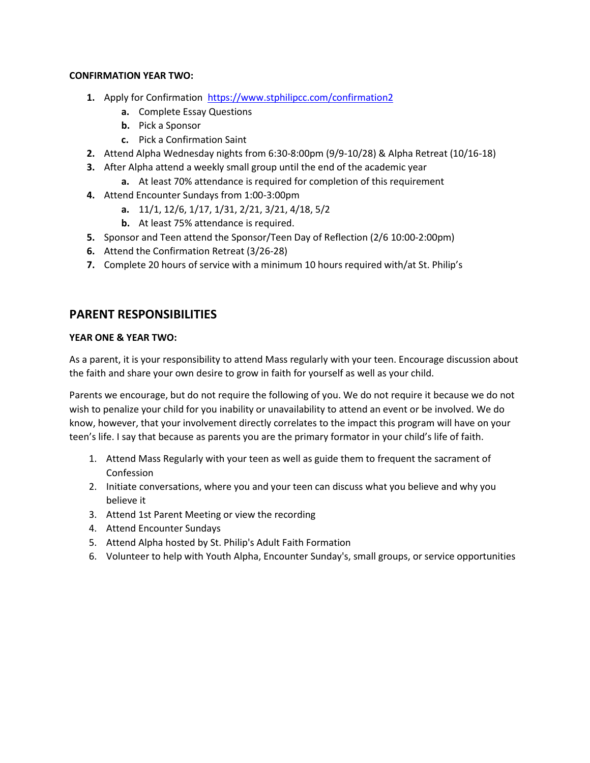**CONFIRMATION YEAR TWO:**

1. Apply for Confirmation https://www.stphilipcc.com/confirmation2
   a. Complete Essay Questions
   b. Pick a Sponsor
   c. Pick a Confirmation Saint
2. Attend Alpha Wednesday nights from 6:30-8:00pm (9/9-10/28) & Alpha Retreat (10/16-18)
3. After Alpha attend a weekly small group until the end of the academic year
   a. At least 70% attendance is required for completion of this requirement
4. Attend Encounter Sundays from 1:00-3:00pm
   a. 11/1, 12/6, 1/17, 1/31, 2/21, 3/21, 4/18, 5/2
   b. At least 75% attendance is required.
5. Sponsor and Teen attend the Sponsor/Teen Day of Reflection (2/6 10:00-2:00pm)
6. Attend the Confirmation Retreat (3/26-28)
7. Complete 20 hours of service with a minimum 10 hours required with/at St. Philip's

## PARENT RESPONSIBILITIES

**YEAR ONE & YEAR TWO:**

As a parent, it is your responsibility to attend Mass regularly with your teen. Encourage discussion about the faith and share your own desire to grow in faith for yourself as well as your child.

Parents we encourage, but do not require the following of you. We do not require it because we do not wish to penalize your child for you inability or unavailability to attend an event or be involved. We do know, however, that your involvement directly correlates to the impact this program will have on your teen's life. I say that because as parents you are the primary formator in your child's life of faith.

1. Attend Mass Regularly with your teen as well as guide them to frequent the sacrament of Confession
2. Initiate conversations, where you and your teen can discuss what you believe and why you believe it
3. Attend 1st Parent Meeting or view the recording
4. Attend Encounter Sundays
5. Attend Alpha hosted by St. Philip's Adult Faith Formation
6. Volunteer to help with Youth Alpha, Encounter Sunday's, small groups, or service opportunities